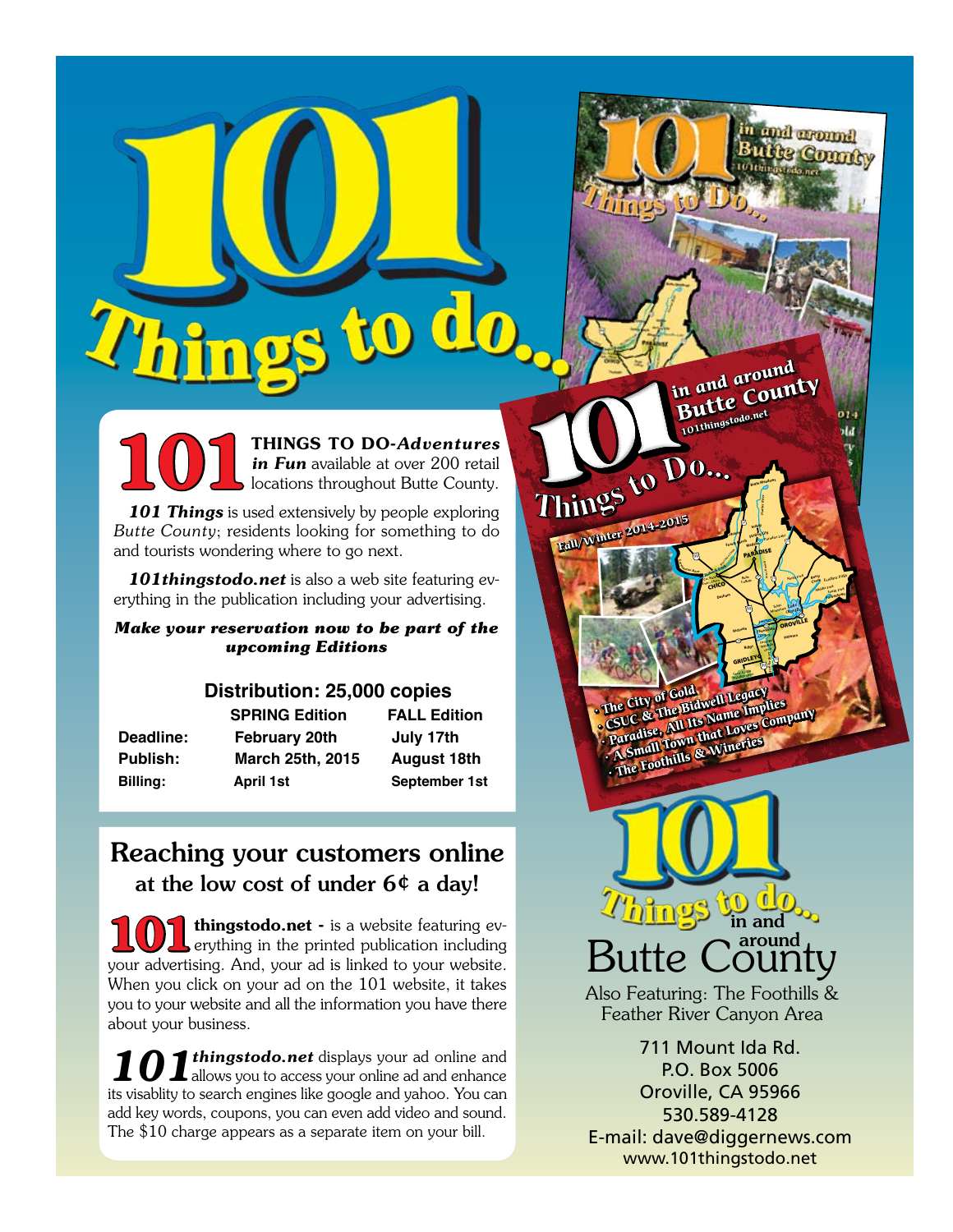# 101 Things to do...

**101 THINGS TO DO-*Adventures in Fun*** available at over 200 retail locations throughout Butte County.

***101 Things*** is used extensively by people exploring *Butte County*; residents looking for something to do and tourists wondering where to go next.

***101thingstodo.net*** is also a web site featuring everything in the publication including your advertising.

***Make your reservation now to be part of the upcoming Editions***

**Distribution: 25,000 copies**

| | SPRING Edition | FALL Edition |
|---|---|---|
| **Deadline:** | **February 20th** | **July 17th** |
| **Publish:** | **March 25th, 2015** | **August 18th** |
| **Billing:** | **April 1st** | **September 1st** |

## Reaching your customers online at the low cost of under 6¢ a day!

**101 thingstodo.net -** is a website featuring everything in the printed publication including your advertising. And, your ad is linked to your website. When you click on your ad on the 101 website, it takes you to your website and all the information you have there about your business.

***101thingstodo.net*** displays your ad online and allows you to access your online ad and enhance its visablity to search engines like google and yahoo. You can add key words, coupons, you can even add video and sound. The $10 charge appears as a separate item on your bill.

101 Things to do... in and around Butte County

Fall/Winter 2014-2015

- The City of Gold
- CSUC & The Bidwell Legacy
- Paradise, All Its Name Implies
- A Small Town that Loves Company
- The Foothills & Wineries

## 101 Things to do... in and around Butte County

Also Featuring: The Foothills & Feather River Canyon Area

711 Mount Ida Rd.
P.O. Box 5006
Oroville, CA 95966
530.589-4128
E-mail: dave@diggernews.com
www.101thingstodo.net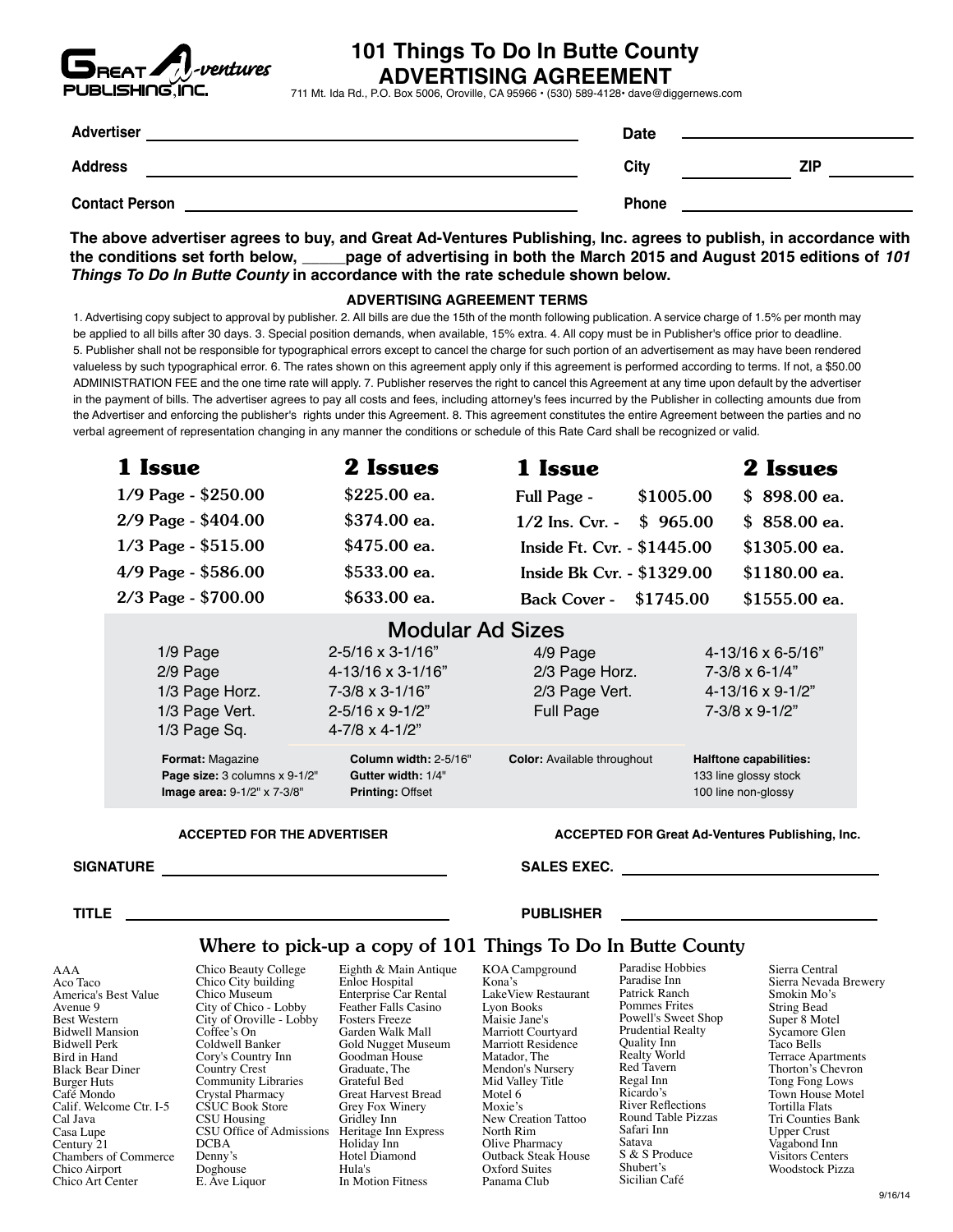**Great Ad-ventures Publishing, Inc.**

# 101 Things To Do In Butte County
## ADVERTISING AGREEMENT

711 Mt. Ida Rd., P.O. Box 5006, Oroville, CA 95966 • (530) 589-4128• dave@diggernews.com

**Advertiser** ______________________ **Date** ______________________

**Address** ______________________ **City** ____________ **ZIP** __________

**Contact Person** ______________________ **Phone** ______________________

**The above advertiser agrees to buy, and Great Ad-Ventures Publishing, Inc. agrees to publish, in accordance with the conditions set forth below, _____page of advertising in both the March 2015 and August 2015 editions of *101 Things To Do In Butte County* in accordance with the rate schedule shown below.**

### ADVERTISING AGREEMENT TERMS

1. Advertising copy subject to approval by publisher. 2. All bills are due the 15th of the month following publication. A service charge of 1.5% per month may be applied to all bills after 30 days. 3. Special position demands, when available, 15% extra. 4. All copy must be in Publisher's office prior to deadline. 5. Publisher shall not be responsible for typographical errors except to cancel the charge for such portion of an advertisement as may have been rendered valueless by such typographical error. 6. The rates shown on this agreement apply only if this agreement is performed according to terms. If not, a $50.00 ADMINISTRATION FEE and the one time rate will apply. 7. Publisher reserves the right to cancel this Agreement at any time upon default by the advertiser in the payment of bills. The advertiser agrees to pay all costs and fees, including attorney's fees incurred by the Publisher in collecting amounts due from the Advertiser and enforcing the publisher's rights under this Agreement. 8. This agreement constitutes the entire Agreement between the parties and no verbal agreement of representation changing in any manner the conditions or schedule of this Rate Card shall be recognized or valid.

| 1 Issue | 2 Issues | 1 Issue | 2 Issues |
|---|---|---|---|
| 1/9 Page - $250.00 | $225.00 ea. | Full Page - $1005.00 | $ 898.00 ea. |
| 2/9 Page - $404.00 | $374.00 ea. | 1/2 Ins. Cvr. - $ 965.00 | $ 858.00 ea. |
| 1/3 Page - $515.00 | $475.00 ea. | Inside Ft. Cvr. - $1445.00 | $1305.00 ea. |
| 4/9 Page - $586.00 | $533.00 ea. | Inside Bk Cvr. - $1329.00 | $1180.00 ea. |
| 2/3 Page - $700.00 | $633.00 ea. | Back Cover - $1745.00 | $1555.00 ea. |

### Modular Ad Sizes

| | | | |
|---|---|---|---|
| 1/9 Page | 2-5/16 x 3-1/16" | 4/9 Page | 4-13/16 x 6-5/16" |
| 2/9 Page | 4-13/16 x 3-1/16" | 2/3 Page Horz. | 7-3/8 x 6-1/4" |
| 1/3 Page Horz. | 7-3/8 x 3-1/16" | 2/3 Page Vert. | 4-13/16 x 9-1/2" |
| 1/3 Page Vert. | 2-5/16 x 9-1/2" | Full Page | 7-3/8 x 9-1/2" |
| 1/3 Page Sq. | 4-7/8 x 4-1/2" | | |

**Format:** Magazine
**Page size:** 3 columns x 9-1/2"
**Image area:** 9-1/2" x 7-3/8"

**Column width:** 2-5/16"
**Gutter width:** 1/4"
**Printing:** Offset

**Color:** Available throughout

**Halftone capabilities:**
133 line glossy stock
100 line non-glossy

**ACCEPTED FOR THE ADVERTISER**

**SIGNATURE** ______________________

**TITLE** ______________________

**ACCEPTED FOR Great Ad-Ventures Publishing, Inc.**

**SALES EXEC.** ______________________

**PUBLISHER** ______________________

## Where to pick-up a copy of 101 Things To Do In Butte County

AAA
Aco Taco
America's Best Value
Avenue 9
Best Western
Bidwell Mansion
Bidwell Perk
Bird in Hand
Black Bear Diner
Burger Huts
Café Mondo
Calif. Welcome Ctr. I-5
Cal Java
Casa Lupe
Century 21
Chambers of Commerce
Chico Airport
Chico Art Center
Chico Beauty College
Chico City building
Chico Museum
City of Chico - Lobby
City of Oroville - Lobby
Coffee's On
Coldwell Banker
Cory's Country Inn
Country Crest
Community Libraries
Crystal Pharmacy
CSUC Book Store
CSU Housing
CSU Office of Admissions
DCBA
Denny's
Doghouse
E. Ave Liquor
Eighth & Main Antique
Enloe Hospital
Enterprise Car Rental
Feather Falls Casino
Fosters Freeze
Garden Walk Mall
Gold Nugget Museum
Goodman House
Graduate, The
Grateful Bed
Great Harvest Bread
Grey Fox Winery
Gridley Inn
Heritage Inn Express
Holiday Inn
Hotel Diamond
Hula's
In Motion Fitness
KOA Campground
Kona's
LakeView Restaurant
Lyon Books
Maisie Jane's
Marriott Courtyard
Marriott Residence
Matador, The
Mendon's Nursery
Mid Valley Title
Motel 6
Moxie's
New Creation Tattoo
North Rim
Olive Pharmacy
Outback Steak House
Oxford Suites
Panama Club
Paradise Hobbies
Paradise Inn
Patrick Ranch
Pommes Frites
Powell's Sweet Shop
Prudential Realty
Quality Inn
Realty World
Red Tavern
Regal Inn
Ricardo's
River Reflections
Round Table Pizzas
Safari Inn
Satava
S & S Produce
Shubert's
Sicilian Café
Sierra Central
Sierra Nevada Brewery
Smokin Mo's
String Bead
Super 8 Motel
Sycamore Glen
Taco Bells
Terrace Apartments
Thorton's Chevron
Tong Fong Lows
Town House Motel
Tortilla Flats
Tri Counties Bank
Upper Crust
Vagabond Inn
Visitors Centers
Woodstock Pizza

9/16/14